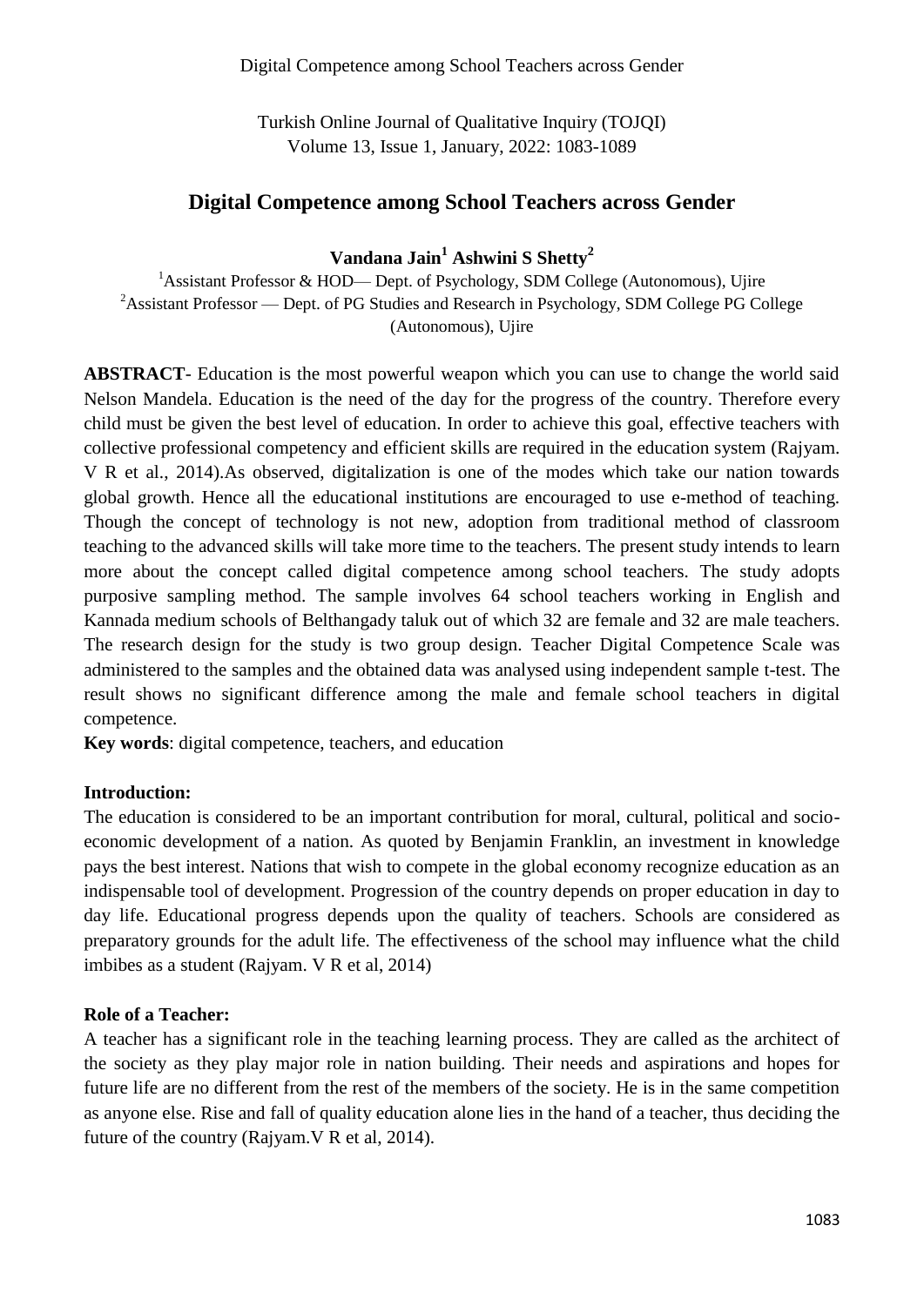# Digital Competence among School Teachers across Gender

**Vandana Jain[1] Ashwini S Shetty[2]**

[1]Assistant Professor & HOD— Dept. of Psychology, SDM College (Autonomous), Ujire
[2]Assistant Professor — Dept. of PG Studies and Research in Psychology, SDM College PG College (Autonomous), Ujire

**ABSTRACT**- Education is the most powerful weapon which you can use to change the world said Nelson Mandela. Education is the need of the day for the progress of the country. Therefore every child must be given the best level of education. In order to achieve this goal, effective teachers with collective professional competency and efficient skills are required in the education system (Rajyam. V R et al., 2014).As observed, digitalization is one of the modes which take our nation towards global growth. Hence all the educational institutions are encouraged to use e-method of teaching. Though the concept of technology is not new, adoption from traditional method of classroom teaching to the advanced skills will take more time to the teachers. The present study intends to learn more about the concept called digital competence among school teachers. The study adopts purposive sampling method. The sample involves 64 school teachers working in English and Kannada medium schools of Belthangady taluk out of which 32 are female and 32 are male teachers. The research design for the study is two group design. Teacher Digital Competence Scale was administered to the samples and the obtained data was analysed using independent sample t-test. The result shows no significant difference among the male and female school teachers in digital competence.

**Key words**: digital competence, teachers, and education

## Introduction:

The education is considered to be an important contribution for moral, cultural, political and socio-economic development of a nation. As quoted by Benjamin Franklin, an investment in knowledge pays the best interest. Nations that wish to compete in the global economy recognize education as an indispensable tool of development. Progression of the country depends on proper education in day to day life. Educational progress depends upon the quality of teachers. Schools are considered as preparatory grounds for the adult life. The effectiveness of the school may influence what the child imbibes as a student (Rajyam. V R et al, 2014)

## Role of a Teacher:

A teacher has a significant role in the teaching learning process. They are called as the architect of the society as they play major role in nation building. Their needs and aspirations and hopes for future life are no different from the rest of the members of the society. He is in the same competition as anyone else. Rise and fall of quality education alone lies in the hand of a teacher, thus deciding the future of the country (Rajyam.V R et al, 2014).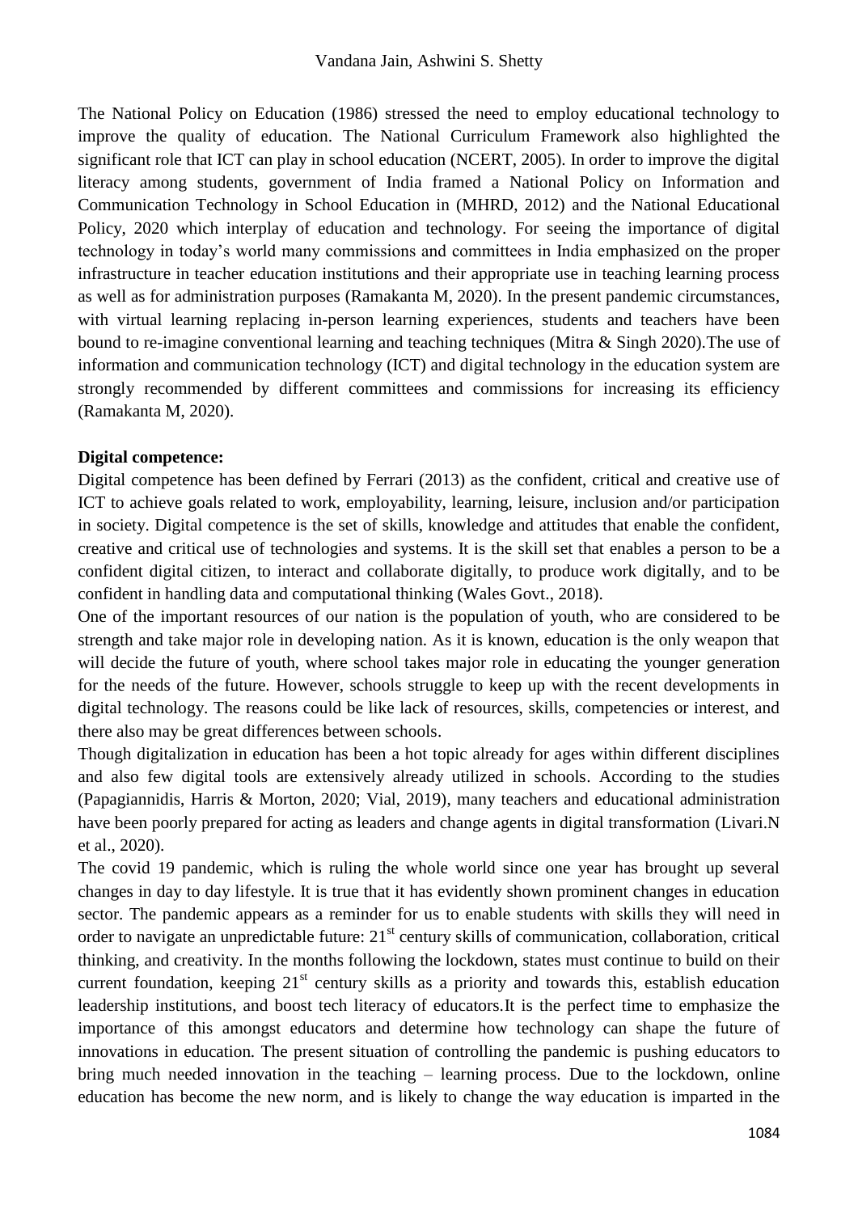The National Policy on Education (1986) stressed the need to employ educational technology to improve the quality of education. The National Curriculum Framework also highlighted the significant role that ICT can play in school education (NCERT, 2005). In order to improve the digital literacy among students, government of India framed a National Policy on Information and Communication Technology in School Education in (MHRD, 2012) and the National Educational Policy, 2020 which interplay of education and technology. For seeing the importance of digital technology in today's world many commissions and committees in India emphasized on the proper infrastructure in teacher education institutions and their appropriate use in teaching learning process as well as for administration purposes (Ramakanta M, 2020). In the present pandemic circumstances, with virtual learning replacing in-person learning experiences, students and teachers have been bound to re-imagine conventional learning and teaching techniques (Mitra & Singh 2020).The use of information and communication technology (ICT) and digital technology in the education system are strongly recommended by different committees and commissions for increasing its efficiency (Ramakanta M, 2020).

**Digital competence:**

Digital competence has been defined by Ferrari (2013) as the confident, critical and creative use of ICT to achieve goals related to work, employability, learning, leisure, inclusion and/or participation in society. Digital competence is the set of skills, knowledge and attitudes that enable the confident, creative and critical use of technologies and systems. It is the skill set that enables a person to be a confident digital citizen, to interact and collaborate digitally, to produce work digitally, and to be confident in handling data and computational thinking (Wales Govt., 2018).

One of the important resources of our nation is the population of youth, who are considered to be strength and take major role in developing nation. As it is known, education is the only weapon that will decide the future of youth, where school takes major role in educating the younger generation for the needs of the future. However, schools struggle to keep up with the recent developments in digital technology. The reasons could be like lack of resources, skills, competencies or interest, and there also may be great differences between schools.

Though digitalization in education has been a hot topic already for ages within different disciplines and also few digital tools are extensively already utilized in schools. According to the studies (Papagiannidis, Harris & Morton, 2020; Vial, 2019), many teachers and educational administration have been poorly prepared for acting as leaders and change agents in digital transformation (Livari.N et al., 2020).

The covid 19 pandemic, which is ruling the whole world since one year has brought up several changes in day to day lifestyle. It is true that it has evidently shown prominent changes in education sector. The pandemic appears as a reminder for us to enable students with skills they will need in order to navigate an unpredictable future: 21st century skills of communication, collaboration, critical thinking, and creativity. In the months following the lockdown, states must continue to build on their current foundation, keeping 21st century skills as a priority and towards this, establish education leadership institutions, and boost tech literacy of educators.It is the perfect time to emphasize the importance of this amongst educators and determine how technology can shape the future of innovations in education. The present situation of controlling the pandemic is pushing educators to bring much needed innovation in the teaching – learning process. Due to the lockdown, online education has become the new norm, and is likely to change the way education is imparted in the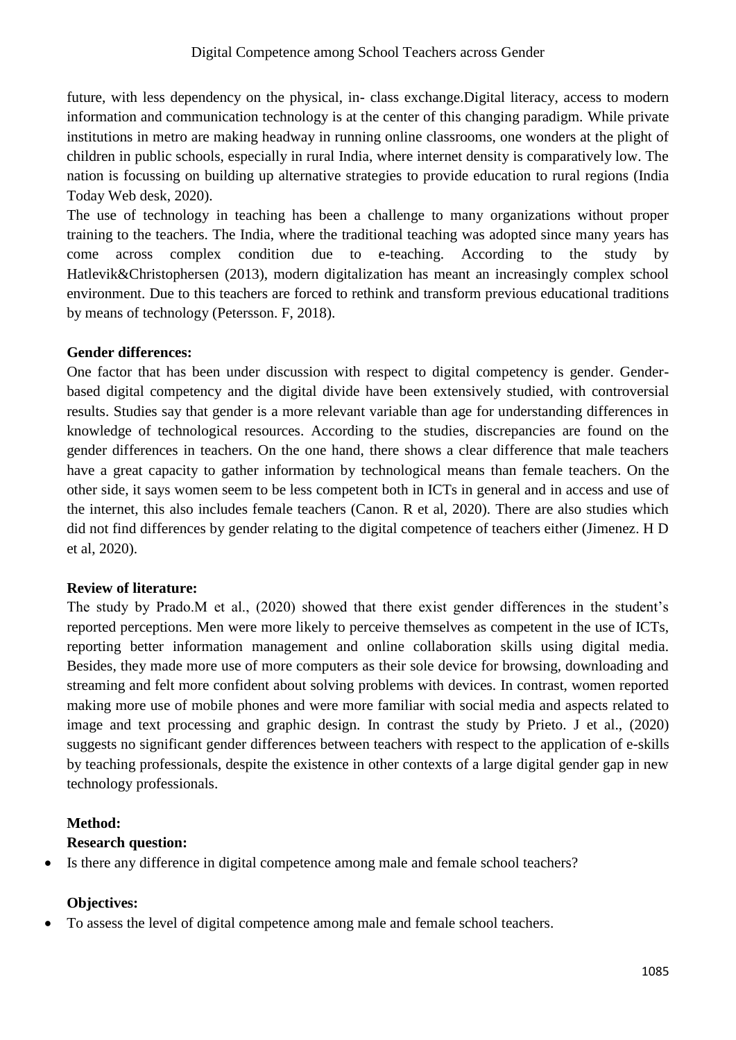future, with less dependency on the physical, in- class exchange.Digital literacy, access to modern information and communication technology is at the center of this changing paradigm. While private institutions in metro are making headway in running online classrooms, one wonders at the plight of children in public schools, especially in rural India, where internet density is comparatively low. The nation is focussing on building up alternative strategies to provide education to rural regions (India Today Web desk, 2020).

The use of technology in teaching has been a challenge to many organizations without proper training to the teachers. The India, where the traditional teaching was adopted since many years has come across complex condition due to e-teaching. According to the study by Hatlevik&Christophersen (2013), modern digitalization has meant an increasingly complex school environment. Due to this teachers are forced to rethink and transform previous educational traditions by means of technology (Petersson. F, 2018).

**Gender differences:**

One factor that has been under discussion with respect to digital competency is gender. Gender-based digital competency and the digital divide have been extensively studied, with controversial results. Studies say that gender is a more relevant variable than age for understanding differences in knowledge of technological resources. According to the studies, discrepancies are found on the gender differences in teachers. On the one hand, there shows a clear difference that male teachers have a great capacity to gather information by technological means than female teachers. On the other side, it says women seem to be less competent both in ICTs in general and in access and use of the internet, this also includes female teachers (Canon. R et al, 2020). There are also studies which did not find differences by gender relating to the digital competence of teachers either (Jimenez. H D et al, 2020).

**Review of literature:**

The study by Prado.M et al., (2020) showed that there exist gender differences in the student's reported perceptions. Men were more likely to perceive themselves as competent in the use of ICTs, reporting better information management and online collaboration skills using digital media. Besides, they made more use of more computers as their sole device for browsing, downloading and streaming and felt more confident about solving problems with devices. In contrast, women reported making more use of mobile phones and were more familiar with social media and aspects related to image and text processing and graphic design. In contrast the study by Prieto. J et al., (2020) suggests no significant gender differences between teachers with respect to the application of e-skills by teaching professionals, despite the existence in other contexts of a large digital gender gap in new technology professionals.

**Method:**

**Research question:**

- Is there any difference in digital competence among male and female school teachers?

**Objectives:**

- To assess the level of digital competence among male and female school teachers.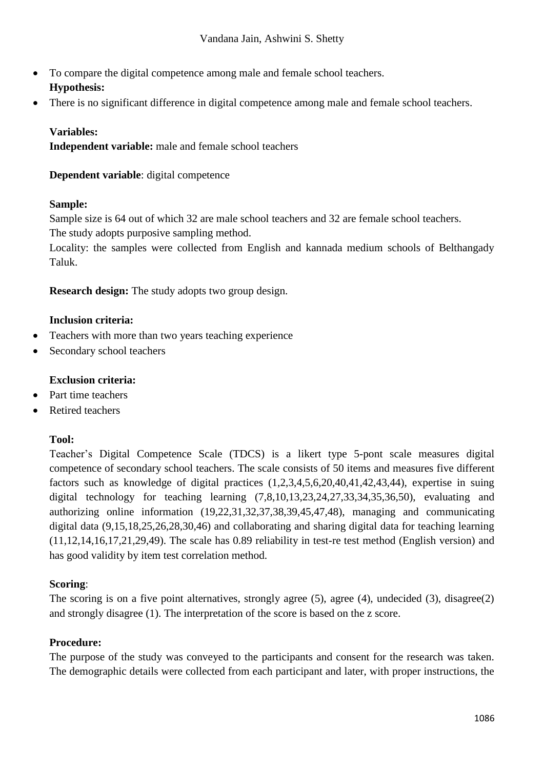- To compare the digital competence among male and female school teachers.

**Hypothesis:**

- There is no significant difference in digital competence among male and female school teachers.

**Variables:**

**Independent variable:** male and female school teachers

**Dependent variable**: digital competence

**Sample:**

Sample size is 64 out of which 32 are male school teachers and 32 are female school teachers.

The study adopts purposive sampling method.

Locality: the samples were collected from English and kannada medium schools of Belthangady Taluk.

**Research design:** The study adopts two group design.

**Inclusion criteria:**

- Teachers with more than two years teaching experience
- Secondary school teachers

**Exclusion criteria:**

- Part time teachers
- Retired teachers

**Tool:**

Teacher's Digital Competence Scale (TDCS) is a likert type 5-pont scale measures digital competence of secondary school teachers. The scale consists of 50 items and measures five different factors such as knowledge of digital practices (1,2,3,4,5,6,20,40,41,42,43,44), expertise in suing digital technology for teaching learning (7,8,10,13,23,24,27,33,34,35,36,50), evaluating and authorizing online information (19,22,31,32,37,38,39,45,47,48), managing and communicating digital data (9,15,18,25,26,28,30,46) and collaborating and sharing digital data for teaching learning (11,12,14,16,17,21,29,49). The scale has 0.89 reliability in test-re test method (English version) and has good validity by item test correlation method.

**Scoring**:

The scoring is on a five point alternatives, strongly agree (5), agree (4), undecided (3), disagree(2) and strongly disagree (1). The interpretation of the score is based on the z score.

**Procedure:**

The purpose of the study was conveyed to the participants and consent for the research was taken. The demographic details were collected from each participant and later, with proper instructions, the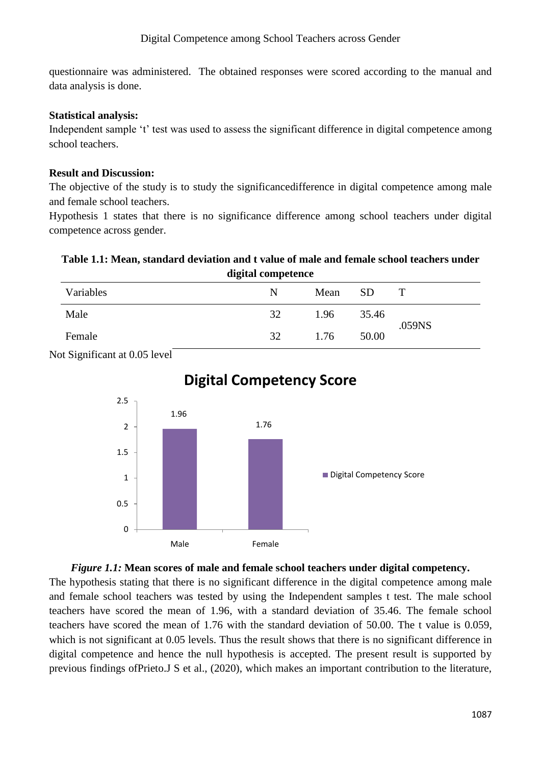questionnaire was administered. The obtained responses were scored according to the manual and data analysis is done.

**Statistical analysis:**

Independent sample 't' test was used to assess the significant difference in digital competence among school teachers.

**Result and Discussion:**

The objective of the study is to study the significancedifference in digital competence among male and female school teachers.

Hypothesis 1 states that there is no significance difference among school teachers under digital competence across gender.

**Table 1.1: Mean, standard deviation and t value of male and female school teachers under digital competence**

| Variables | N | Mean | SD | T |
|---|---|---|---|---|
| Male | 32 | 1.96 | 35.46 | .059NS |
| Female | 32 | 1.76 | 50.00 | |

Not Significant at 0.05 level

*Figure 1.1:* **Mean scores of male and female school teachers under digital competency.**

The hypothesis stating that there is no significant difference in the digital competence among male and female school teachers was tested by using the Independent samples t test. The male school teachers have scored the mean of 1.96, with a standard deviation of 35.46. The female school teachers have scored the mean of 1.76 with the standard deviation of 50.00. The t value is 0.059, which is not significant at 0.05 levels. Thus the result shows that there is no significant difference in digital competence and hence the null hypothesis is accepted. The present result is supported by previous findings ofPrieto.J S et al., (2020), which makes an important contribution to the literature,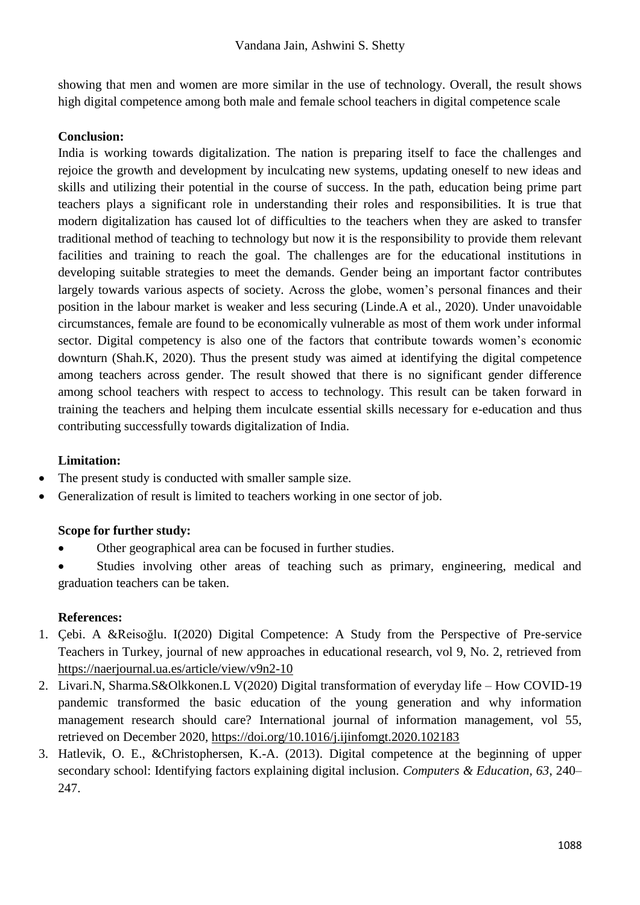showing that men and women are more similar in the use of technology. Overall, the result shows high digital competence among both male and female school teachers in digital competence scale

**Conclusion:**

India is working towards digitalization. The nation is preparing itself to face the challenges and rejoice the growth and development by inculcating new systems, updating oneself to new ideas and skills and utilizing their potential in the course of success. In the path, education being prime part teachers plays a significant role in understanding their roles and responsibilities. It is true that modern digitalization has caused lot of difficulties to the teachers when they are asked to transfer traditional method of teaching to technology but now it is the responsibility to provide them relevant facilities and training to reach the goal. The challenges are for the educational institutions in developing suitable strategies to meet the demands. Gender being an important factor contributes largely towards various aspects of society. Across the globe, women's personal finances and their position in the labour market is weaker and less securing (Linde.A et al., 2020). Under unavoidable circumstances, female are found to be economically vulnerable as most of them work under informal sector. Digital competency is also one of the factors that contribute towards women's economic downturn (Shah.K, 2020). Thus the present study was aimed at identifying the digital competence among teachers across gender. The result showed that there is no significant gender difference among school teachers with respect to access to technology. This result can be taken forward in training the teachers and helping them inculcate essential skills necessary for e-education and thus contributing successfully towards digitalization of India.

**Limitation:**

- The present study is conducted with smaller sample size.
- Generalization of result is limited to teachers working in one sector of job.

**Scope for further study:**

- Other geographical area can be focused in further studies.
- Studies involving other areas of teaching such as primary, engineering, medical and graduation teachers can be taken.

**References:**

1. Çebi. A &Reisoğlu. I(2020) Digital Competence: A Study from the Perspective of Pre-service Teachers in Turkey, journal of new approaches in educational research, vol 9, No. 2, retrieved from https://naerjournal.ua.es/article/view/v9n2-10
2. Livari.N, Sharma.S&Olkkonen.L V(2020) Digital transformation of everyday life – How COVID-19 pandemic transformed the basic education of the young generation and why information management research should care? International journal of information management, vol 55, retrieved on December 2020, https://doi.org/10.1016/j.ijinfomgt.2020.102183
3. Hatlevik, O. E., &Christophersen, K.-A. (2013). Digital competence at the beginning of upper secondary school: Identifying factors explaining digital inclusion. *Computers & Education, 63*, 240–247.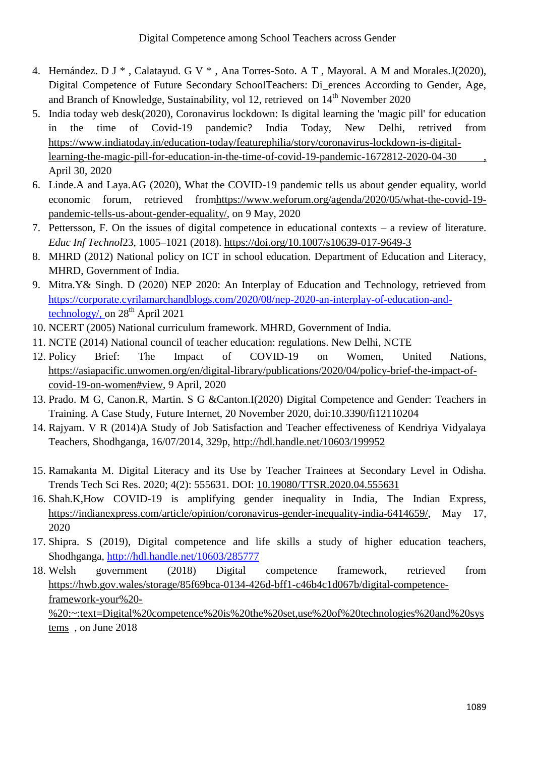4. Hernández. D J * , Calatayud. G V * , Ana Torres-Soto. A T , Mayoral. A M and Morales.J(2020), Digital Competence of Future Secondary SchoolTeachers: Di_erences According to Gender, Age, and Branch of Knowledge, Sustainability, vol 12, retrieved on 14th November 2020
5. India today web desk(2020), Coronavirus lockdown: Is digital learning the 'magic pill' for education in the time of Covid-19 pandemic? India Today, New Delhi, retrived from https://www.indiatoday.in/education-today/featurephilia/story/coronavirus-lockdown-is-digital-learning-the-magic-pill-for-education-in-the-time-of-covid-19-pandemic-1672812-2020-04-30 , April 30, 2020
6. Linde.A and Laya.AG (2020), What the COVID-19 pandemic tells us about gender equality, world economic forum, retrieved fromhttps://www.weforum.org/agenda/2020/05/what-the-covid-19-pandemic-tells-us-about-gender-equality/, on 9 May, 2020
7. Pettersson, F. On the issues of digital competence in educational contexts – a review of literature. *Educ Inf Technol*23, 1005–1021 (2018). https://doi.org/10.1007/s10639-017-9649-3
8. MHRD (2012) National policy on ICT in school education. Department of Education and Literacy, MHRD, Government of India.
9. Mitra.Y& Singh. D (2020) NEP 2020: An Interplay of Education and Technology, retrieved from https://corporate.cyrilamarchandblogs.com/2020/08/nep-2020-an-interplay-of-education-and-technology/, on 28th April 2021
10. NCERT (2005) National curriculum framework. MHRD, Government of India.
11. NCTE (2014) National council of teacher education: regulations. New Delhi, NCTE
12. Policy Brief: The Impact of COVID-19 on Women, United Nations, https://asiapacific.unwomen.org/en/digital-library/publications/2020/04/policy-brief-the-impact-of-covid-19-on-women#view, 9 April, 2020
13. Prado. M G, Canon.R, Martin. S G &Canton.I(2020) Digital Competence and Gender: Teachers in Training. A Case Study, Future Internet, 20 November 2020, doi:10.3390/fi12110204
14. Rajyam. V R (2014)A Study of Job Satisfaction and Teacher effectiveness of Kendriya Vidyalaya Teachers, Shodhganga, 16/07/2014, 329p, http://hdl.handle.net/10603/199952
15. Ramakanta M. Digital Literacy and its Use by Teacher Trainees at Secondary Level in Odisha. Trends Tech Sci Res. 2020; 4(2): 555631. DOI: 10.19080/TTSR.2020.04.555631
16. Shah.K,How COVID-19 is amplifying gender inequality in India, The Indian Express, https://indianexpress.com/article/opinion/coronavirus-gender-inequality-india-6414659/, May 17, 2020
17. Shipra. S (2019), Digital competence and life skills a study of higher education teachers, Shodhganga, http://hdl.handle.net/10603/285777
18. Welsh government (2018) Digital competence framework, retrieved from https://hwb.gov.wales/storage/85f69bca-0134-426d-bff1-c46b4c1d067b/digital-competence-framework-your%20-%20:~:text=Digital%20competence%20is%20the%20set,use%20of%20technologies%20and%20systems , on June 2018